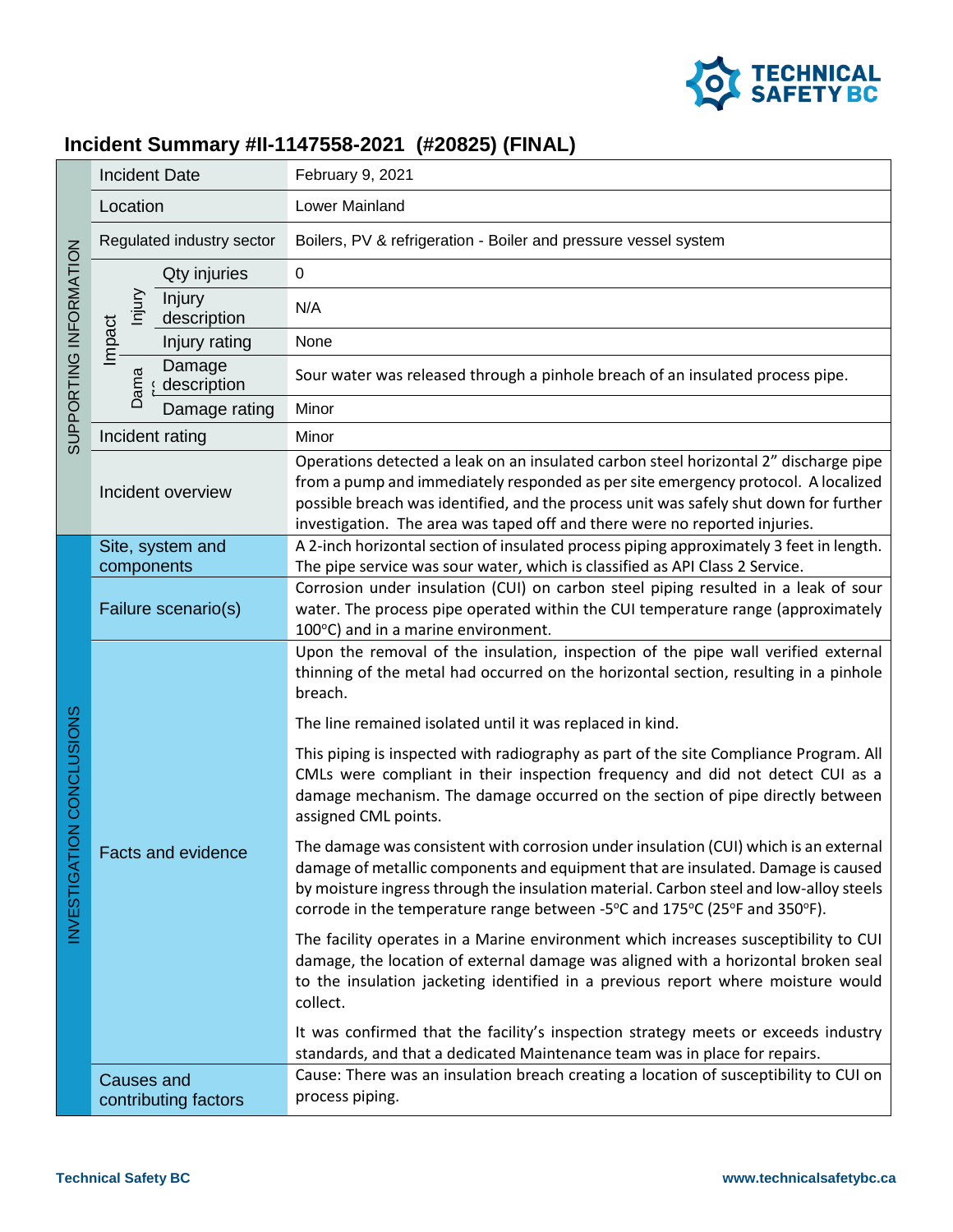# Incident Summary #II-1147558-2021 (#20825) (FINAL)

| | | | |
|---|---|---|---|
| SUPPORTING INFORMATION | Incident Date | | February 9, 2021 |
| | Location | | Lower Mainland |
| | Regulated industry sector | | Boilers, PV & refrigeration - Boiler and pressure vessel system |
| | Impact – Injury | Qty injuries | 0 |
| | | Injury description | N/A |
| | | Injury rating | None |
| | Impact – Damage | Damage description | Sour water was released through a pinhole breach of an insulated process pipe. |
| | | Damage rating | Minor |
| | Incident rating | | Minor |
| | Incident overview | | Operations detected a leak on an insulated carbon steel horizontal 2" discharge pipe from a pump and immediately responded as per site emergency protocol. A localized possible breach was identified, and the process unit was safely shut down for further investigation. The area was taped off and there were no reported injuries. |
| INVESTIGATION CONCLUSIONS | Site, system and components | | A 2-inch horizontal section of insulated process piping approximately 3 feet in length. The pipe service was sour water, which is classified as API Class 2 Service. |
| | Failure scenario(s) | | Corrosion under insulation (CUI) on carbon steel piping resulted in a leak of sour water. The process pipe operated within the CUI temperature range (approximately 100°C) and in a marine environment. |
| | Facts and evidence | | Upon the removal of the insulation, inspection of the pipe wall verified external thinning of the metal had occurred on the horizontal section, resulting in a pinhole breach.<br><br>The line remained isolated until it was replaced in kind.<br><br>This piping is inspected with radiography as part of the site Compliance Program. All CMLs were compliant in their inspection frequency and did not detect CUI as a damage mechanism. The damage occurred on the section of pipe directly between assigned CML points.<br><br>The damage was consistent with corrosion under insulation (CUI) which is an external damage of metallic components and equipment that are insulated. Damage is caused by moisture ingress through the insulation material. Carbon steel and low-alloy steels corrode in the temperature range between -5°C and 175°C (25°F and 350°F).<br><br>The facility operates in a Marine environment which increases susceptibility to CUI damage, the location of external damage was aligned with a horizontal broken seal to the insulation jacketing identified in a previous report where moisture would collect.<br><br>It was confirmed that the facility's inspection strategy meets or exceeds industry standards, and that a dedicated Maintenance team was in place for repairs. |
| | Causes and contributing factors | | Cause: There was an insulation breach creating a location of susceptibility to CUI on process piping. |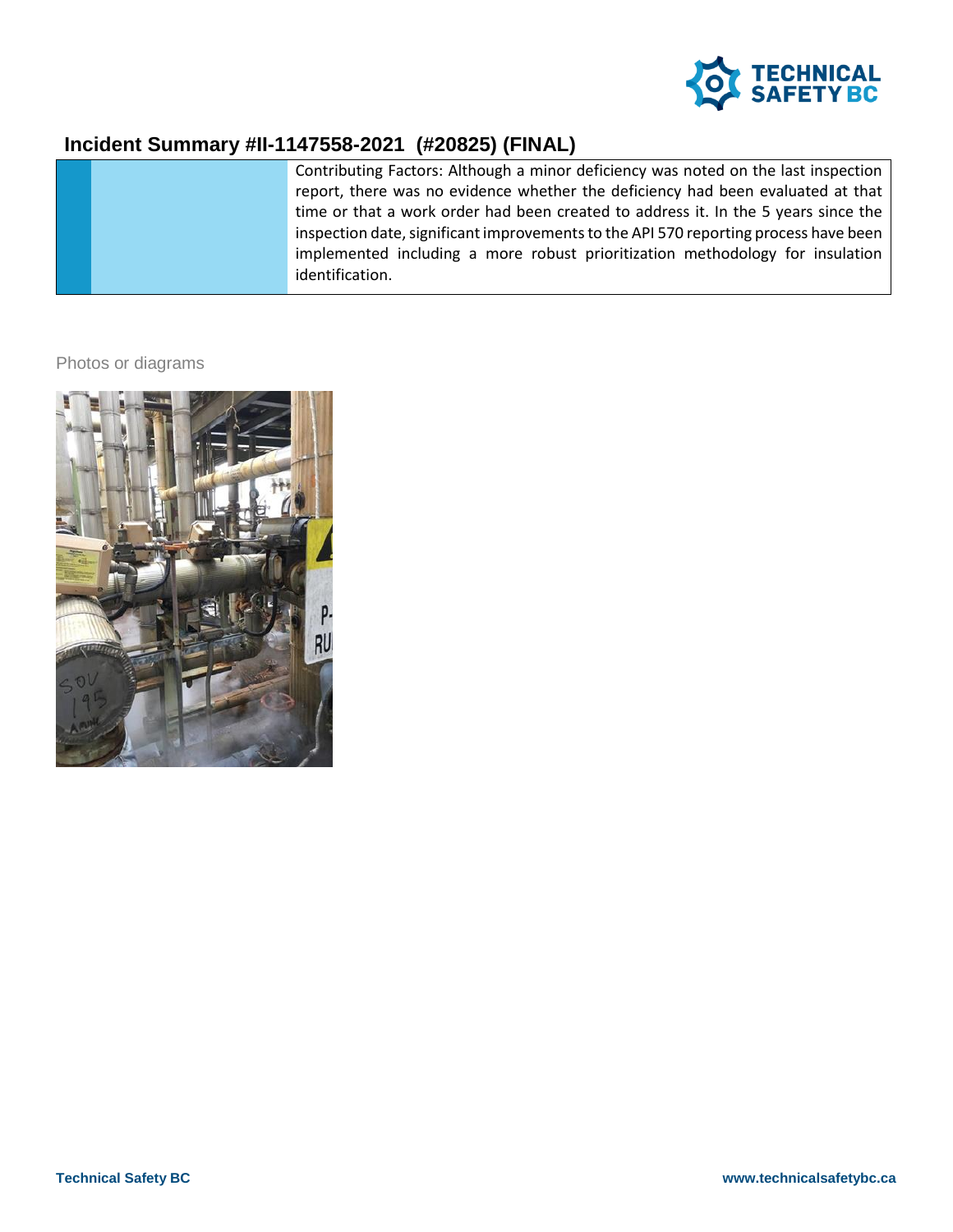## Incident Summary #II-1147558-2021 (#20825) (FINAL)

| | |
|---|---|
| | Contributing Factors: Although a minor deficiency was noted on the last inspection report, there was no evidence whether the deficiency had been evaluated at that time or that a work order had been created to address it. In the 5 years since the inspection date, significant improvements to the API 570 reporting process have been implemented including a more robust prioritization methodology for insulation identification. |

Photos or diagrams